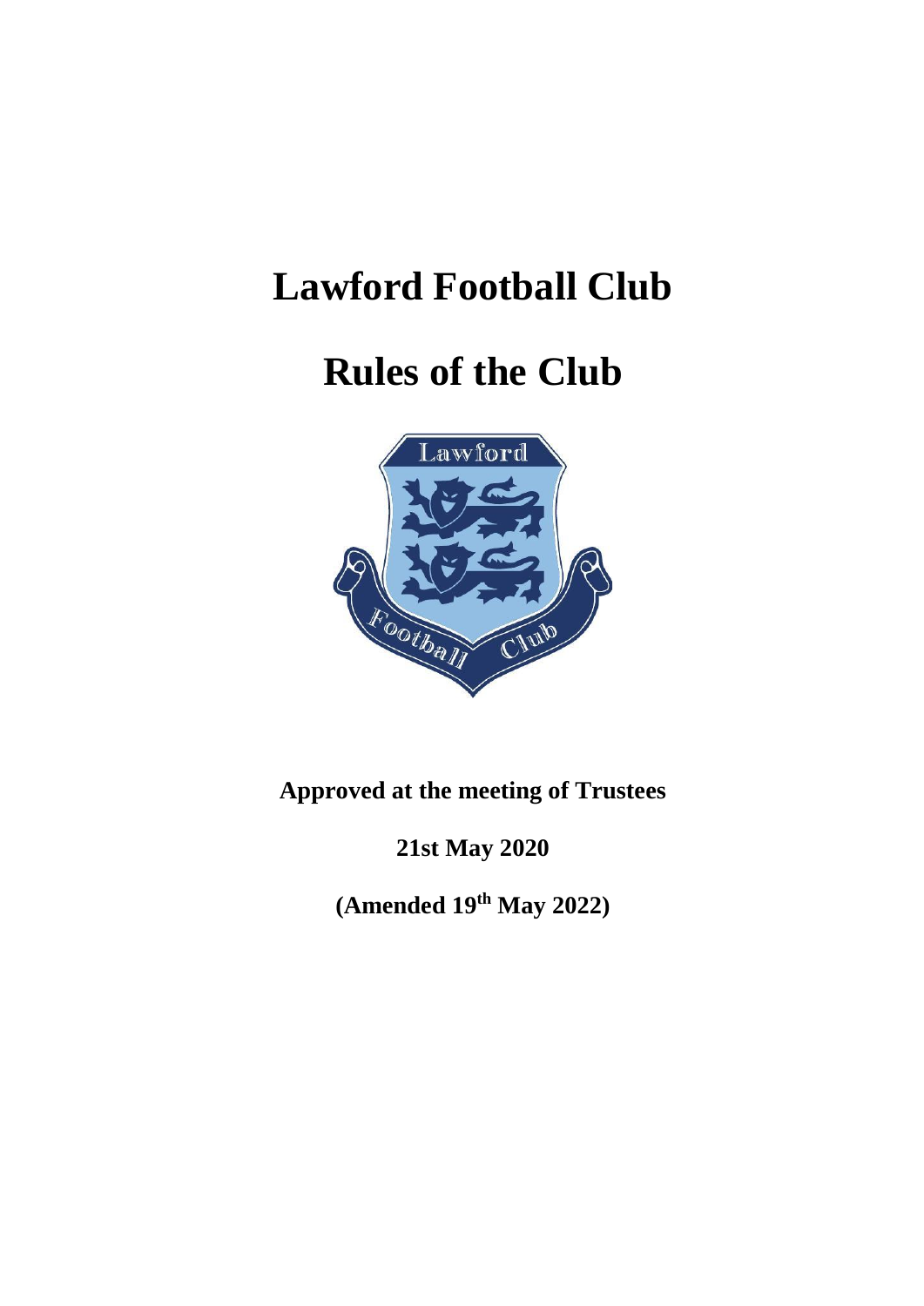# Lawford Football Club

# Rules of the Club

**Approved at the meeting of Trustees**

**21st May 2020**

**(Amended 19th May 2022)**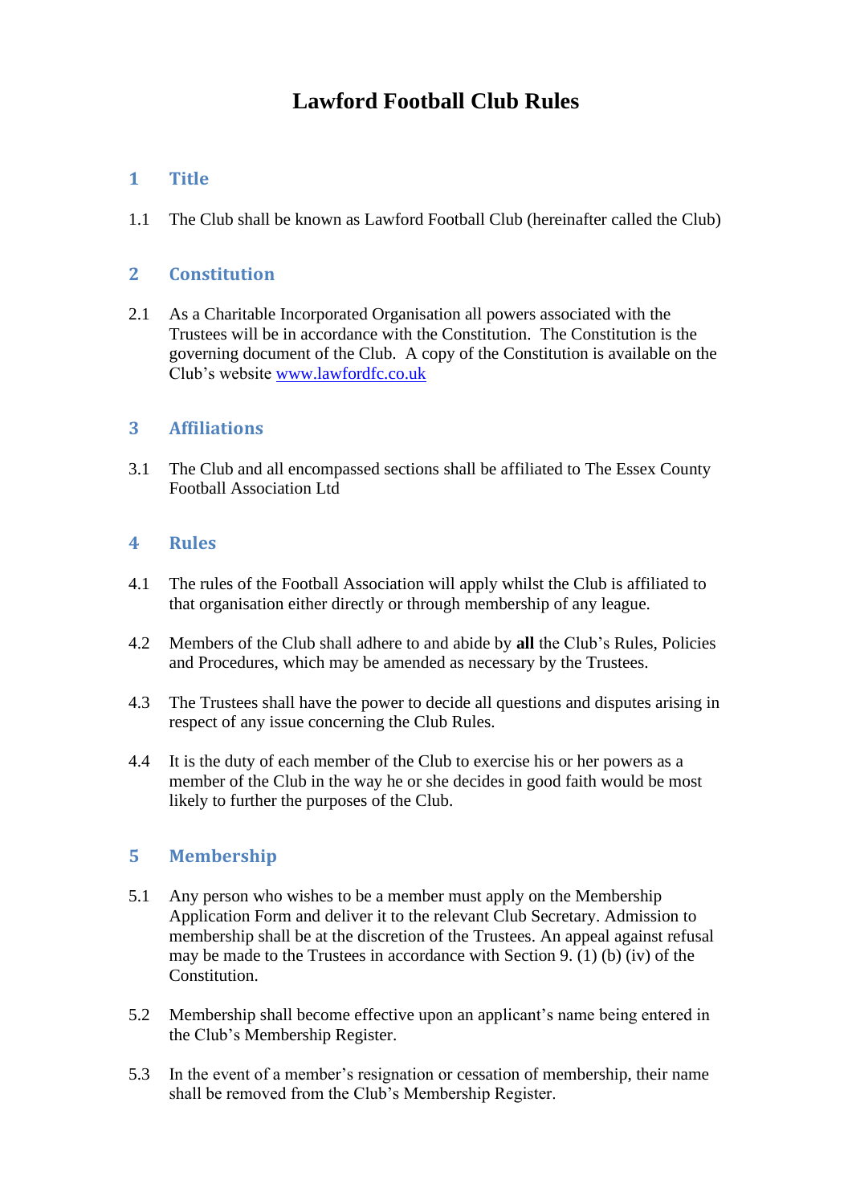# Lawford Football Club Rules

## 1 Title

1.1 The Club shall be known as Lawford Football Club (hereinafter called the Club)

## 2 Constitution

2.1 As a Charitable Incorporated Organisation all powers associated with the Trustees will be in accordance with the Constitution. The Constitution is the governing document of the Club. A copy of the Constitution is available on the Club's website [www.lawfordfc.co.uk](http://www.lawfordfc.co.uk)

## 3 Affiliations

3.1 The Club and all encompassed sections shall be affiliated to The Essex County Football Association Ltd

## 4 Rules

4.1 The rules of the Football Association will apply whilst the Club is affiliated to that organisation either directly or through membership of any league.

4.2 Members of the Club shall adhere to and abide by **all** the Club's Rules, Policies and Procedures, which may be amended as necessary by the Trustees.

4.3 The Trustees shall have the power to decide all questions and disputes arising in respect of any issue concerning the Club Rules.

4.4 It is the duty of each member of the Club to exercise his or her powers as a member of the Club in the way he or she decides in good faith would be most likely to further the purposes of the Club.

## 5 Membership

5.1 Any person who wishes to be a member must apply on the Membership Application Form and deliver it to the relevant Club Secretary. Admission to membership shall be at the discretion of the Trustees. An appeal against refusal may be made to the Trustees in accordance with Section 9. (1) (b) (iv) of the Constitution.

5.2 Membership shall become effective upon an applicant's name being entered in the Club's Membership Register.

5.3 In the event of a member's resignation or cessation of membership, their name shall be removed from the Club's Membership Register.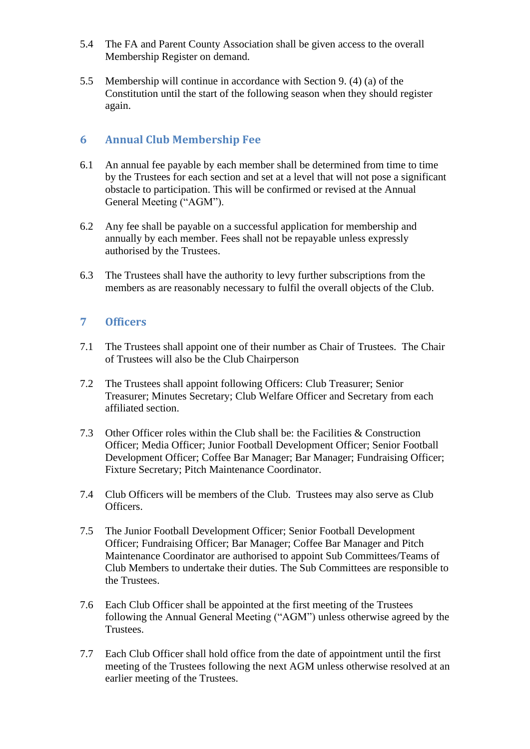5.4 The FA and Parent County Association shall be given access to the overall Membership Register on demand.

5.5 Membership will continue in accordance with Section 9. (4) (a) of the Constitution until the start of the following season when they should register again.

## 6 Annual Club Membership Fee

6.1 An annual fee payable by each member shall be determined from time to time by the Trustees for each section and set at a level that will not pose a significant obstacle to participation. This will be confirmed or revised at the Annual General Meeting ("AGM").

6.2 Any fee shall be payable on a successful application for membership and annually by each member. Fees shall not be repayable unless expressly authorised by the Trustees.

6.3 The Trustees shall have the authority to levy further subscriptions from the members as are reasonably necessary to fulfil the overall objects of the Club.

## 7 Officers

7.1 The Trustees shall appoint one of their number as Chair of Trustees. The Chair of Trustees will also be the Club Chairperson

7.2 The Trustees shall appoint following Officers: Club Treasurer; Senior Treasurer; Minutes Secretary; Club Welfare Officer and Secretary from each affiliated section.

7.3 Other Officer roles within the Club shall be: the Facilities & Construction Officer; Media Officer; Junior Football Development Officer; Senior Football Development Officer; Coffee Bar Manager; Bar Manager; Fundraising Officer; Fixture Secretary; Pitch Maintenance Coordinator.

7.4 Club Officers will be members of the Club. Trustees may also serve as Club Officers.

7.5 The Junior Football Development Officer; Senior Football Development Officer; Fundraising Officer; Bar Manager; Coffee Bar Manager and Pitch Maintenance Coordinator are authorised to appoint Sub Committees/Teams of Club Members to undertake their duties. The Sub Committees are responsible to the Trustees.

7.6 Each Club Officer shall be appointed at the first meeting of the Trustees following the Annual General Meeting ("AGM") unless otherwise agreed by the Trustees.

7.7 Each Club Officer shall hold office from the date of appointment until the first meeting of the Trustees following the next AGM unless otherwise resolved at an earlier meeting of the Trustees.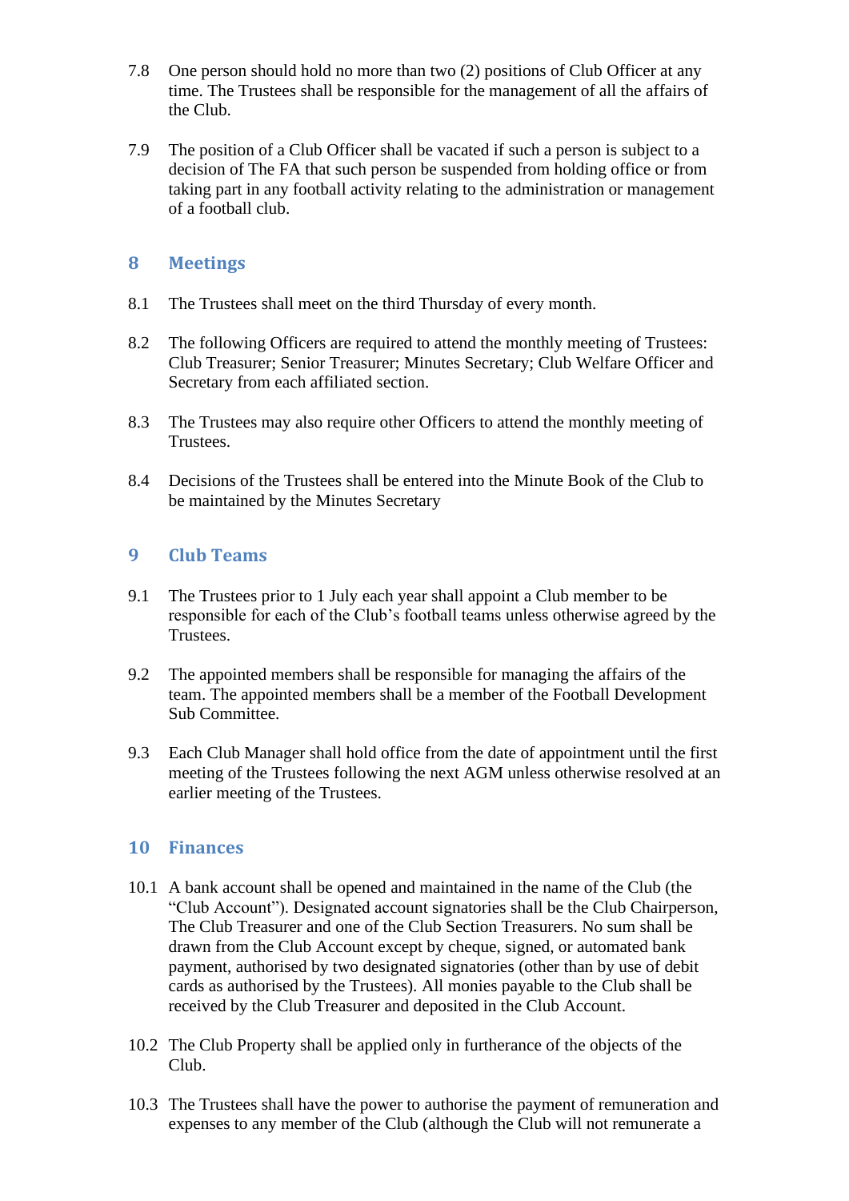7.8 One person should hold no more than two (2) positions of Club Officer at any time. The Trustees shall be responsible for the management of all the affairs of the Club.

7.9 The position of a Club Officer shall be vacated if such a person is subject to a decision of The FA that such person be suspended from holding office or from taking part in any football activity relating to the administration or management of a football club.

## 8 Meetings

8.1 The Trustees shall meet on the third Thursday of every month.

8.2 The following Officers are required to attend the monthly meeting of Trustees: Club Treasurer; Senior Treasurer; Minutes Secretary; Club Welfare Officer and Secretary from each affiliated section.

8.3 The Trustees may also require other Officers to attend the monthly meeting of Trustees.

8.4 Decisions of the Trustees shall be entered into the Minute Book of the Club to be maintained by the Minutes Secretary

## 9 Club Teams

9.1 The Trustees prior to 1 July each year shall appoint a Club member to be responsible for each of the Club's football teams unless otherwise agreed by the Trustees.

9.2 The appointed members shall be responsible for managing the affairs of the team. The appointed members shall be a member of the Football Development Sub Committee.

9.3 Each Club Manager shall hold office from the date of appointment until the first meeting of the Trustees following the next AGM unless otherwise resolved at an earlier meeting of the Trustees.

## 10 Finances

10.1 A bank account shall be opened and maintained in the name of the Club (the "Club Account"). Designated account signatories shall be the Club Chairperson, The Club Treasurer and one of the Club Section Treasurers. No sum shall be drawn from the Club Account except by cheque, signed, or automated bank payment, authorised by two designated signatories (other than by use of debit cards as authorised by the Trustees). All monies payable to the Club shall be received by the Club Treasurer and deposited in the Club Account.

10.2 The Club Property shall be applied only in furtherance of the objects of the Club.

10.3 The Trustees shall have the power to authorise the payment of remuneration and expenses to any member of the Club (although the Club will not remunerate a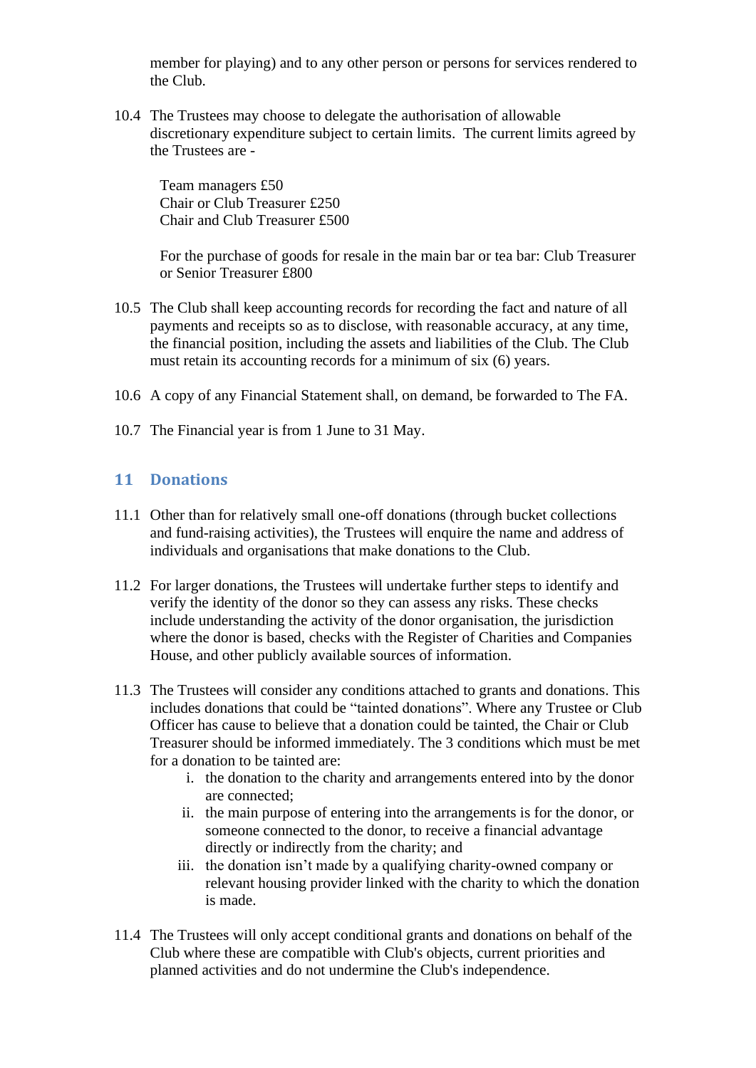member for playing) and to any other person or persons for services rendered to the Club.

10.4 The Trustees may choose to delegate the authorisation of allowable discretionary expenditure subject to certain limits. The current limits agreed by the Trustees are -

Team managers £50
Chair or Club Treasurer £250
Chair and Club Treasurer £500

For the purchase of goods for resale in the main bar or tea bar: Club Treasurer or Senior Treasurer £800

10.5 The Club shall keep accounting records for recording the fact and nature of all payments and receipts so as to disclose, with reasonable accuracy, at any time, the financial position, including the assets and liabilities of the Club. The Club must retain its accounting records for a minimum of six (6) years.

10.6 A copy of any Financial Statement shall, on demand, be forwarded to The FA.

10.7 The Financial year is from 1 June to 31 May.

## 11 Donations

11.1 Other than for relatively small one-off donations (through bucket collections and fund-raising activities), the Trustees will enquire the name and address of individuals and organisations that make donations to the Club.

11.2 For larger donations, the Trustees will undertake further steps to identify and verify the identity of the donor so they can assess any risks. These checks include understanding the activity of the donor organisation, the jurisdiction where the donor is based, checks with the Register of Charities and Companies House, and other publicly available sources of information.

11.3 The Trustees will consider any conditions attached to grants and donations. This includes donations that could be "tainted donations". Where any Trustee or Club Officer has cause to believe that a donation could be tainted, the Chair or Club Treasurer should be informed immediately. The 3 conditions which must be met for a donation to be tainted are:

i. the donation to the charity and arrangements entered into by the donor are connected;
ii. the main purpose of entering into the arrangements is for the donor, or someone connected to the donor, to receive a financial advantage directly or indirectly from the charity; and
iii. the donation isn't made by a qualifying charity-owned company or relevant housing provider linked with the charity to which the donation is made.

11.4 The Trustees will only accept conditional grants and donations on behalf of the Club where these are compatible with Club's objects, current priorities and planned activities and do not undermine the Club's independence.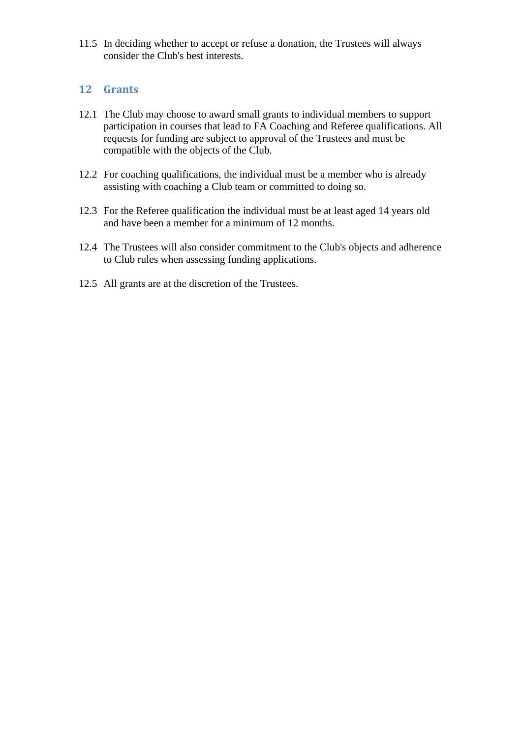11.5 In deciding whether to accept or refuse a donation, the Trustees will always consider the Club's best interests.

## 12 Grants

12.1 The Club may choose to award small grants to individual members to support participation in courses that lead to FA Coaching and Referee qualifications. All requests for funding are subject to approval of the Trustees and must be compatible with the objects of the Club.

12.2 For coaching qualifications, the individual must be a member who is already assisting with coaching a Club team or committed to doing so.

12.3 For the Referee qualification the individual must be at least aged 14 years old and have been a member for a minimum of 12 months.

12.4 The Trustees will also consider commitment to the Club's objects and adherence to Club rules when assessing funding applications.

12.5 All grants are at the discretion of the Trustees.